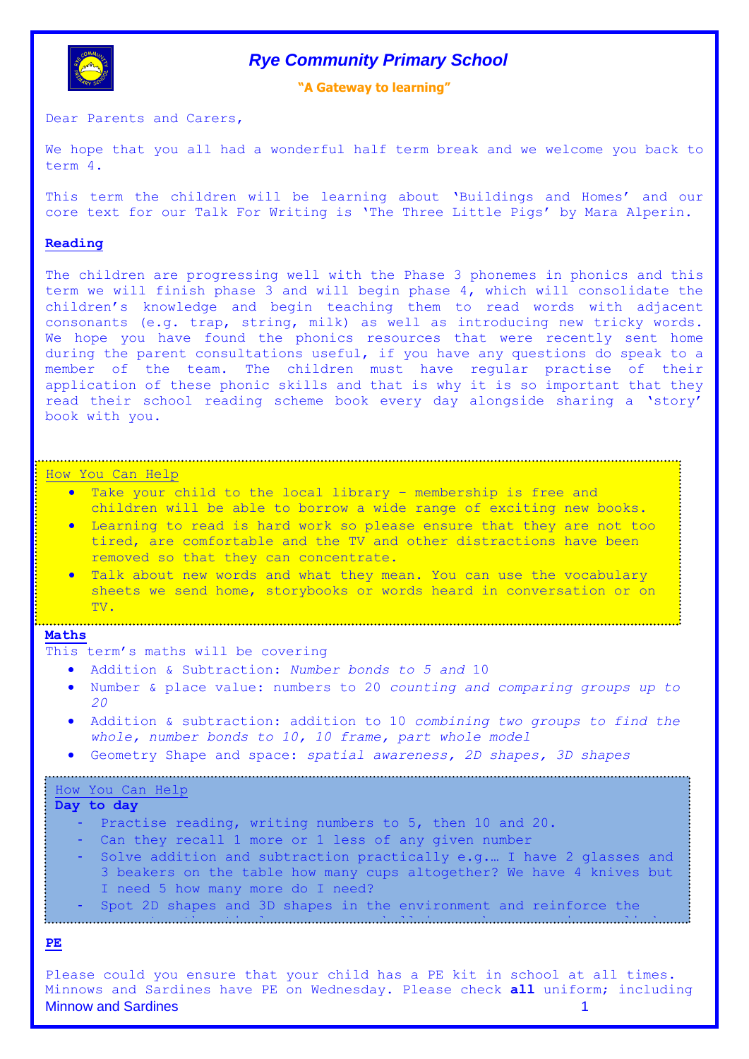# *Rye Community Primary School*

**"A Gateway to learning"**

Dear Parents and Carers,

We hope that you all had a wonderful half term break and we welcome you back to term 4.

This term the children will be learning about 'Buildings and Homes' and our core text for our Talk For Writing is 'The Three Little Pigs' by Mara Alperin.

## Reading

The children are progressing well with the Phase 3 phonemes in phonics and this term we will finish phase 3 and will begin phase 4, which will consolidate the children's knowledge and begin teaching them to read words with adjacent consonants (e.g. trap, string, milk) as well as introducing new tricky words. We hope you have found the phonics resources that were recently sent home during the parent consultations useful, if you have any questions do speak to a member of the team. The children must have regular practise of their application of these phonic skills and that is why it is so important that they read their school reading scheme book every day alongside sharing a 'story' book with you.

How You Can Help

- Take your child to the local library – membership is free and children will be able to borrow a wide range of exciting new books.
- Learning to read is hard work so please ensure that they are not too tired, are comfortable and the TV and other distractions have been removed so that they can concentrate.
- Talk about new words and what they mean. You can use the vocabulary sheets we send home, storybooks or words heard in conversation or on TV.

## Maths

This term's maths will be covering

- Addition & Subtraction: *Number bonds to 5 and* 10
- Number & place value: numbers to 20 *counting and comparing groups up to 20*
- Addition & subtraction: addition to 10 *combining two groups to find the whole, number bonds to 10, 10 frame, part whole model*
- Geometry Shape and space: *spatial awareness, 2D shapes, 3D shapes*

How You Can Help

**Day to day**

- Practise reading, writing numbers to 5, then 10 and 20.
- Can they recall 1 more or 1 less of any given number
- Solve addition and subtraction practically e.g.… I have 2 glasses and 3 beakers on the table how many cups altogether? We have 4 knives but I need 5 how many more do I need?
- Spot 2D shapes and 3D shapes in the environment and reinforce the

## PE

Please could you ensure that your child has a PE kit in school at all times. Minnows and Sardines have PE on Wednesday. Please check **all** uniform; including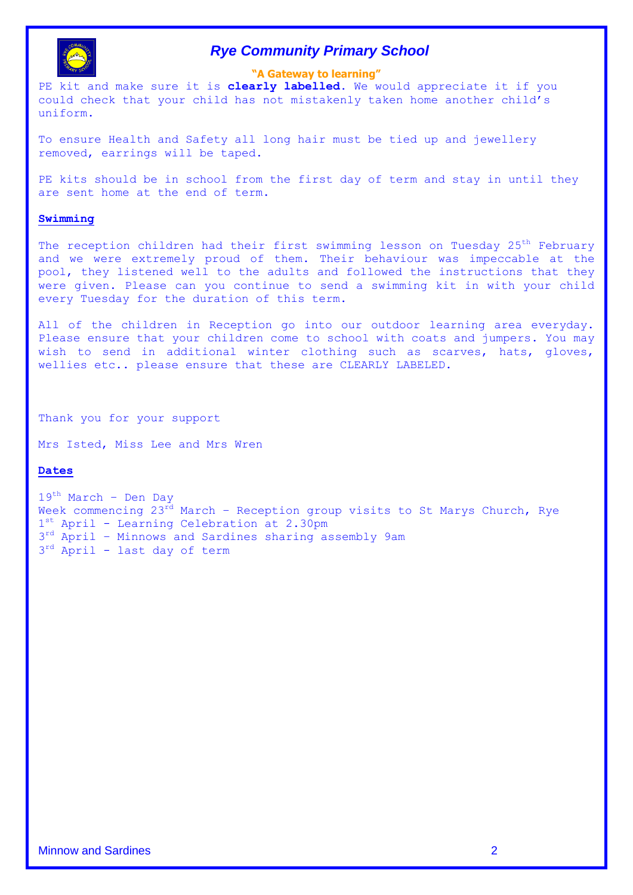PE kit and make sure it is **clearly labelled**. We would appreciate it if you could check that your child has not mistakenly taken home another child's uniform.

To ensure Health and Safety all long hair must be tied up and jewellery removed, earrings will be taped.

PE kits should be in school from the first day of term and stay in until they are sent home at the end of term.

**Swimming**

The reception children had their first swimming lesson on Tuesday 25th February and we were extremely proud of them. Their behaviour was impeccable at the pool, they listened well to the adults and followed the instructions that they were given. Please can you continue to send a swimming kit in with your child every Tuesday for the duration of this term.

All of the children in Reception go into our outdoor learning area everyday. Please ensure that your children come to school with coats and jumpers. You may wish to send in additional winter clothing such as scarves, hats, gloves, wellies etc.. please ensure that these are CLEARLY LABELED.

Thank you for your support

Mrs Isted, Miss Lee and Mrs Wren

**Dates**

19th March – Den Day
Week commencing 23rd March – Reception group visits to St Marys Church, Rye
1st April - Learning Celebration at 2.30pm
3rd April – Minnows and Sardines sharing assembly 9am
3rd April - last day of term